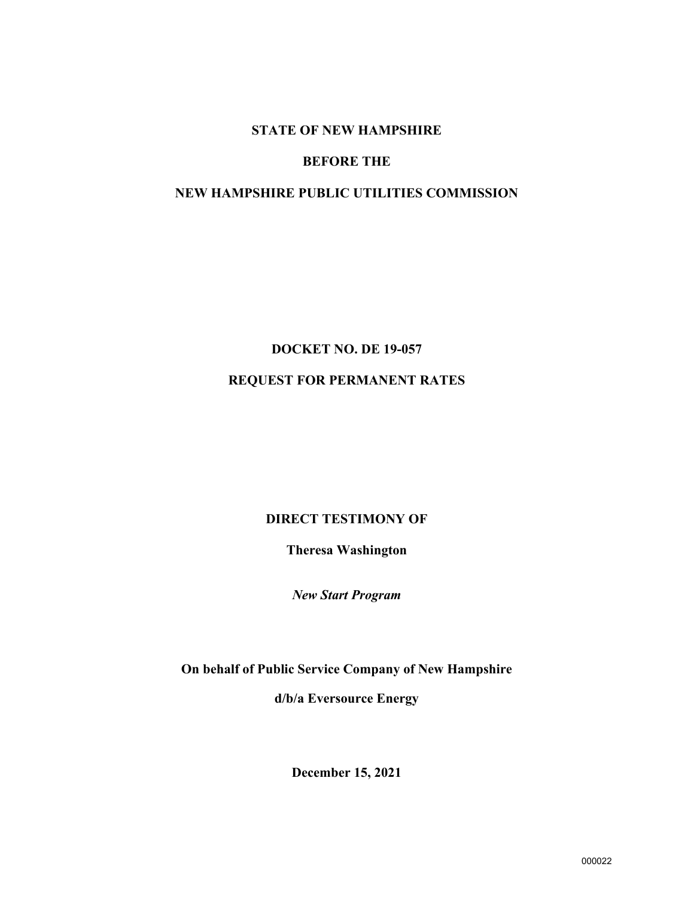**STATE OF NEW HAMPSHIRE**

**BEFORE THE**

**NEW HAMPSHIRE PUBLIC UTILITIES COMMISSION**

**DOCKET NO. DE 19-057**

**REQUEST FOR PERMANENT RATES**

**DIRECT TESTIMONY OF**

**Theresa Washington**

***New Start Program***

**On behalf of Public Service Company of New Hampshire**

**d/b/a Eversource Energy**

**December 15, 2021**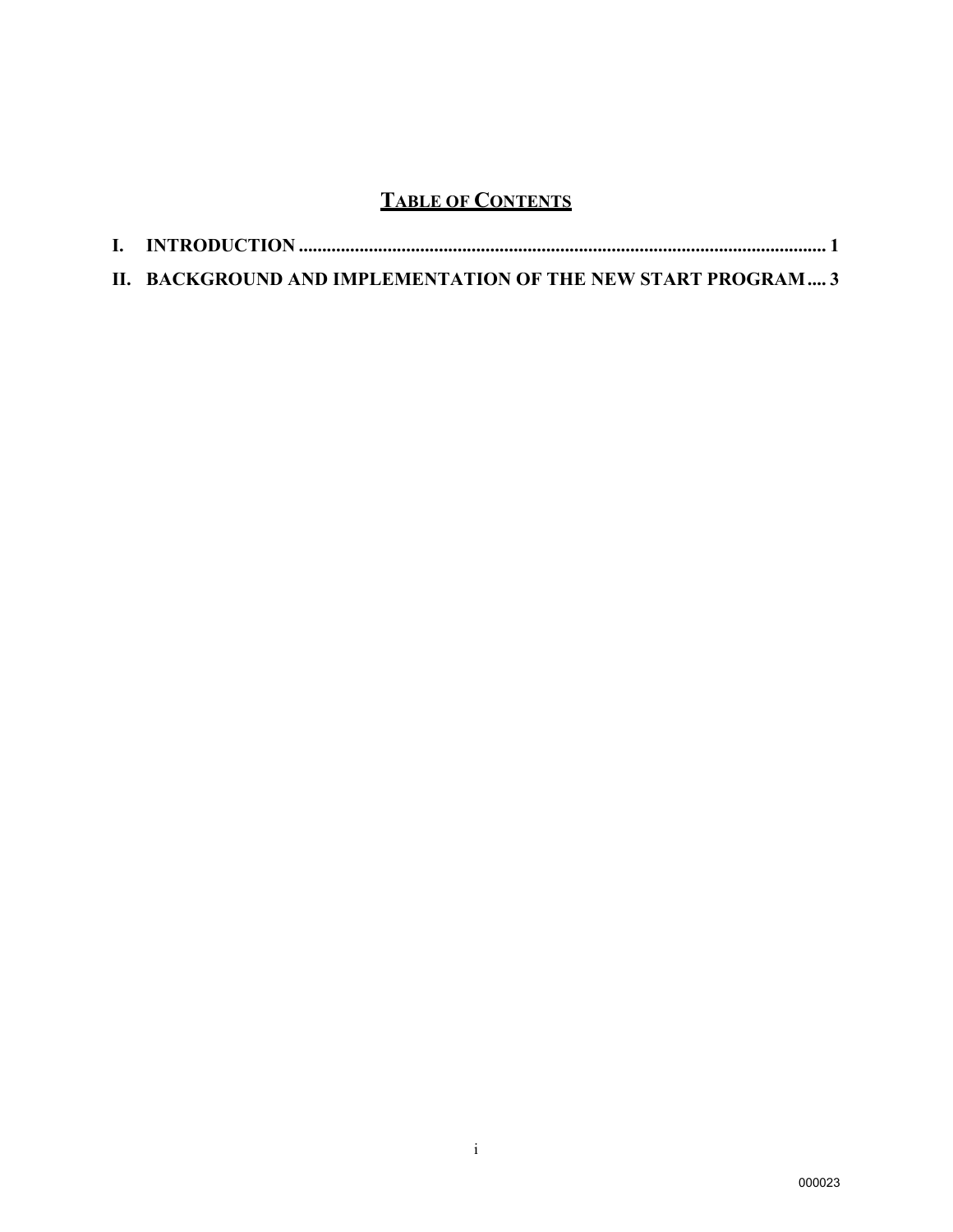## TABLE OF CONTENTS

**I. INTRODUCTION ........................................................................................................... 1**

**II. BACKGROUND AND IMPLEMENTATION OF THE NEW START PROGRAM .... 3**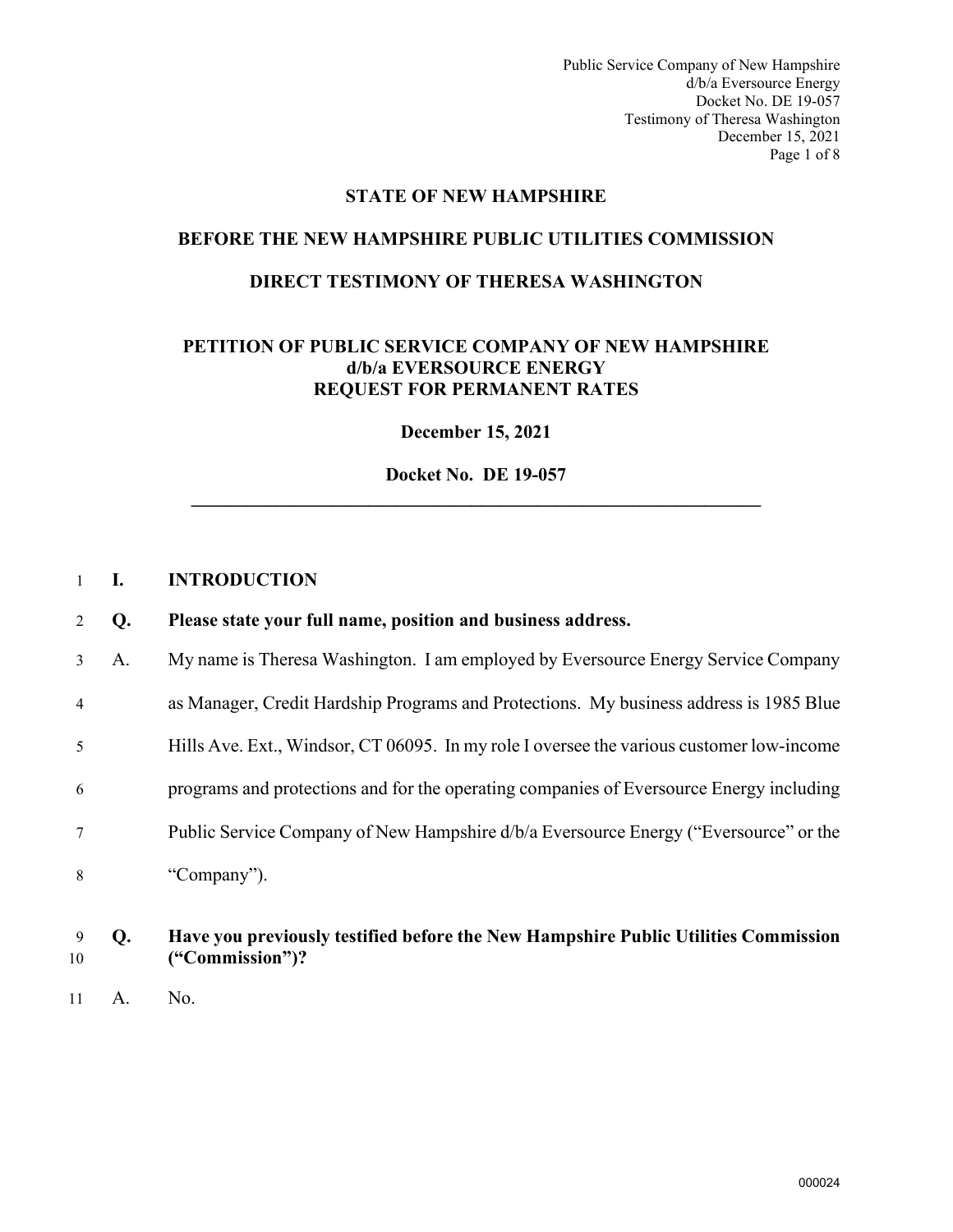# STATE OF NEW HAMPSHIRE

## BEFORE THE NEW HAMPSHIRE PUBLIC UTILITIES COMMISSION

## DIRECT TESTIMONY OF THERESA WASHINGTON

### PETITION OF PUBLIC SERVICE COMPANY OF NEW HAMPSHIRE d/b/a EVERSOURCE ENERGY REQUEST FOR PERMANENT RATES

**December 15, 2021**

**Docket No. DE 19-057**

---

## I. INTRODUCTION

**Q. Please state your full name, position and business address.**

A. My name is Theresa Washington. I am employed by Eversource Energy Service Company as Manager, Credit Hardship Programs and Protections. My business address is 1985 Blue Hills Ave. Ext., Windsor, CT 06095. In my role I oversee the various customer low-income programs and protections and for the operating companies of Eversource Energy including Public Service Company of New Hampshire d/b/a Eversource Energy ("Eversource" or the "Company").

**Q. Have you previously testified before the New Hampshire Public Utilities Commission ("Commission")?**

A. No.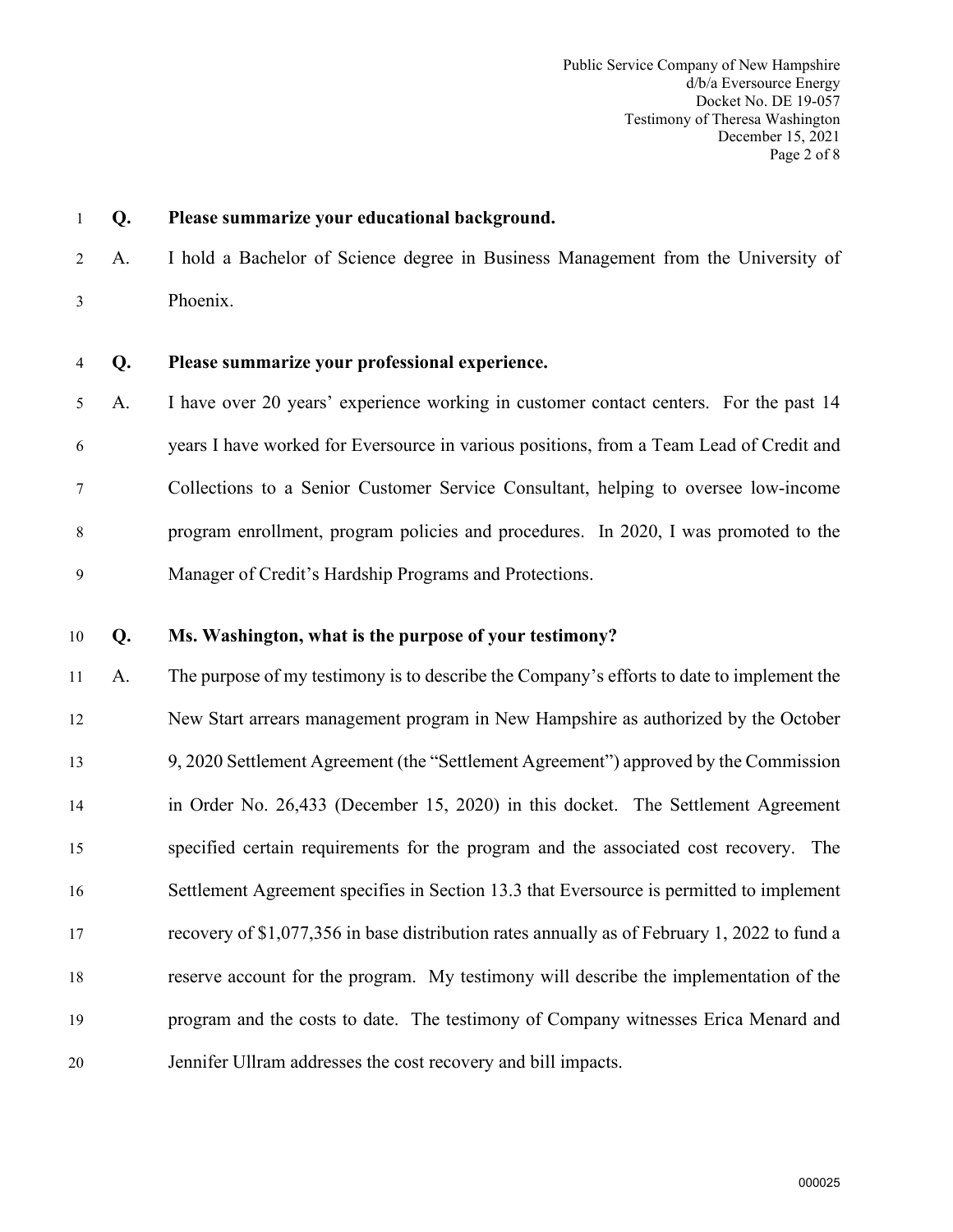**Q. Please summarize your educational background.**

A. I hold a Bachelor of Science degree in Business Management from the University of Phoenix.

**Q. Please summarize your professional experience.**

A. I have over 20 years' experience working in customer contact centers. For the past 14 years I have worked for Eversource in various positions, from a Team Lead of Credit and Collections to a Senior Customer Service Consultant, helping to oversee low-income program enrollment, program policies and procedures. In 2020, I was promoted to the Manager of Credit's Hardship Programs and Protections.

**Q. Ms. Washington, what is the purpose of your testimony?**

A. The purpose of my testimony is to describe the Company's efforts to date to implement the New Start arrears management program in New Hampshire as authorized by the October 9, 2020 Settlement Agreement (the "Settlement Agreement") approved by the Commission in Order No. 26,433 (December 15, 2020) in this docket. The Settlement Agreement specified certain requirements for the program and the associated cost recovery. The Settlement Agreement specifies in Section 13.3 that Eversource is permitted to implement recovery of $1,077,356 in base distribution rates annually as of February 1, 2022 to fund a reserve account for the program. My testimony will describe the implementation of the program and the costs to date. The testimony of Company witnesses Erica Menard and Jennifer Ullram addresses the cost recovery and bill impacts.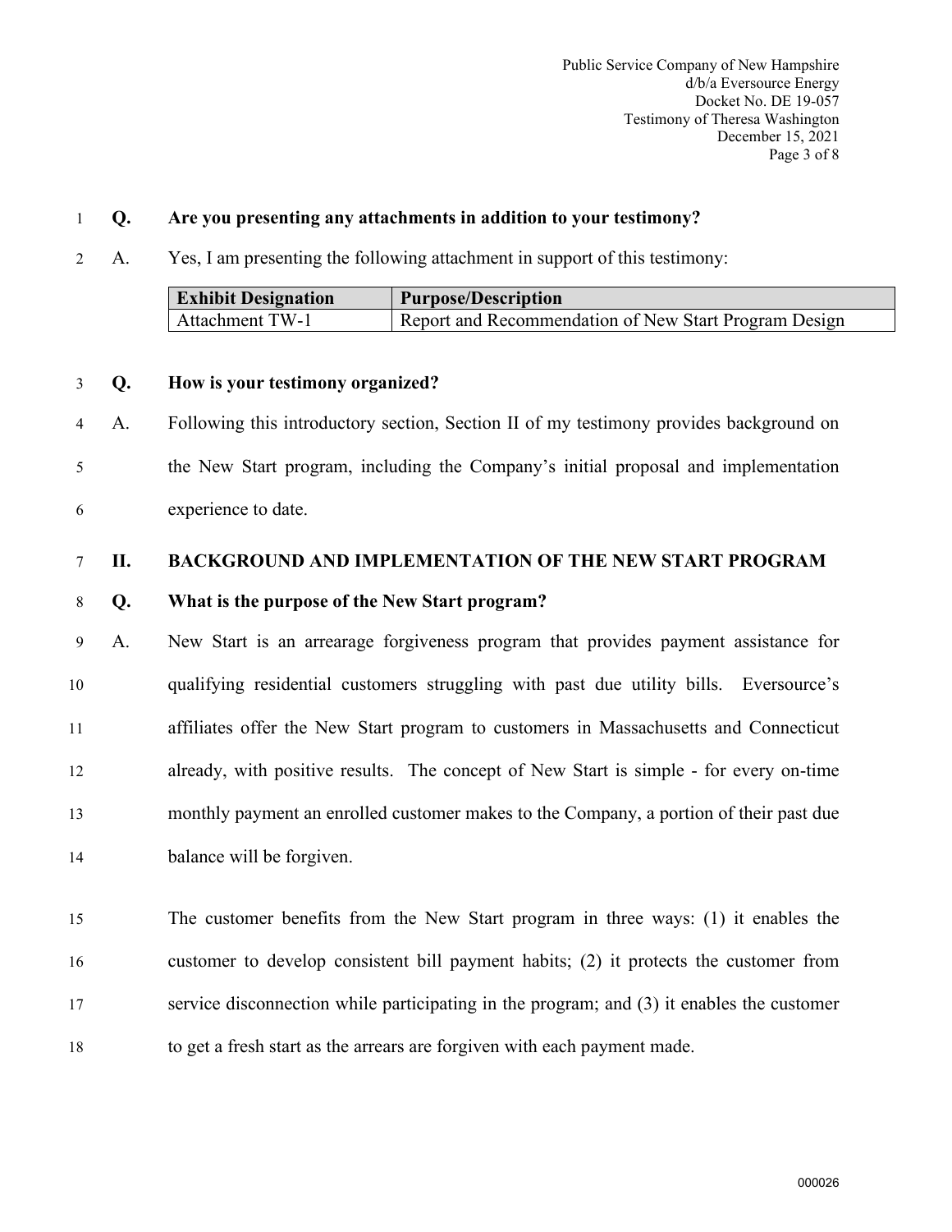**Q. Are you presenting any attachments in addition to your testimony?**

A. Yes, I am presenting the following attachment in support of this testimony:

| Exhibit Designation | Purpose/Description |
| --- | --- |
| Attachment TW-1 | Report and Recommendation of New Start Program Design |

**Q. How is your testimony organized?**

A. Following this introductory section, Section II of my testimony provides background on the New Start program, including the Company's initial proposal and implementation experience to date.

## II. BACKGROUND AND IMPLEMENTATION OF THE NEW START PROGRAM

**Q. What is the purpose of the New Start program?**

A. New Start is an arrearage forgiveness program that provides payment assistance for qualifying residential customers struggling with past due utility bills. Eversource's affiliates offer the New Start program to customers in Massachusetts and Connecticut already, with positive results. The concept of New Start is simple - for every on-time monthly payment an enrolled customer makes to the Company, a portion of their past due balance will be forgiven.

The customer benefits from the New Start program in three ways: (1) it enables the customer to develop consistent bill payment habits; (2) it protects the customer from service disconnection while participating in the program; and (3) it enables the customer to get a fresh start as the arrears are forgiven with each payment made.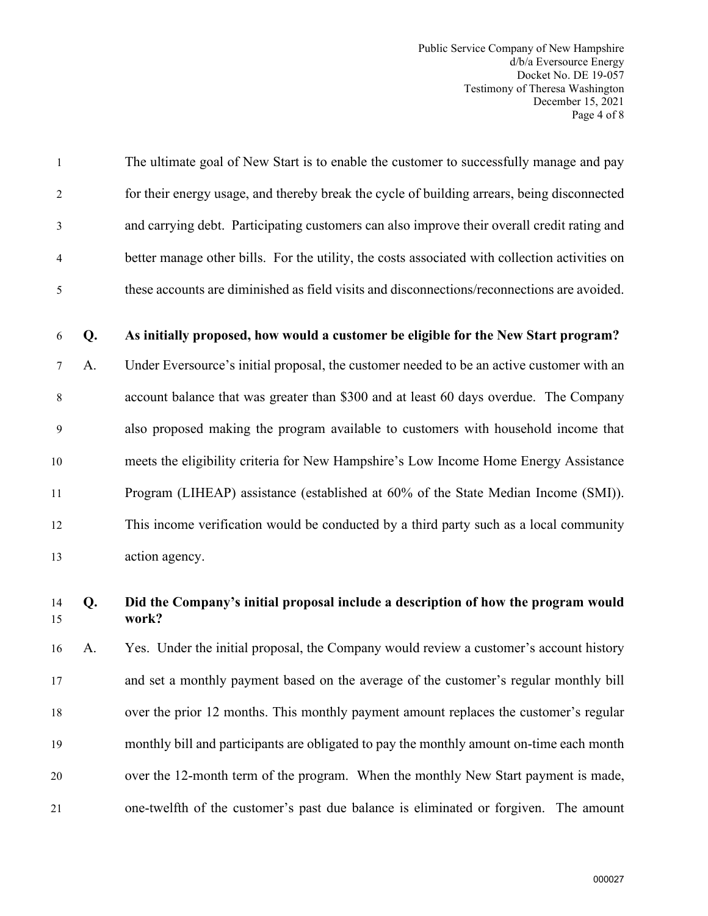The ultimate goal of New Start is to enable the customer to successfully manage and pay for their energy usage, and thereby break the cycle of building arrears, being disconnected and carrying debt. Participating customers can also improve their overall credit rating and better manage other bills. For the utility, the costs associated with collection activities on these accounts are diminished as field visits and disconnections/reconnections are avoided.

**Q. As initially proposed, how would a customer be eligible for the New Start program?**

A. Under Eversource's initial proposal, the customer needed to be an active customer with an account balance that was greater than $300 and at least 60 days overdue. The Company also proposed making the program available to customers with household income that meets the eligibility criteria for New Hampshire's Low Income Home Energy Assistance Program (LIHEAP) assistance (established at 60% of the State Median Income (SMI)). This income verification would be conducted by a third party such as a local community action agency.

**Q. Did the Company's initial proposal include a description of how the program would work?**

A. Yes. Under the initial proposal, the Company would review a customer's account history and set a monthly payment based on the average of the customer's regular monthly bill over the prior 12 months. This monthly payment amount replaces the customer's regular monthly bill and participants are obligated to pay the monthly amount on-time each month over the 12-month term of the program. When the monthly New Start payment is made, one-twelfth of the customer's past due balance is eliminated or forgiven. The amount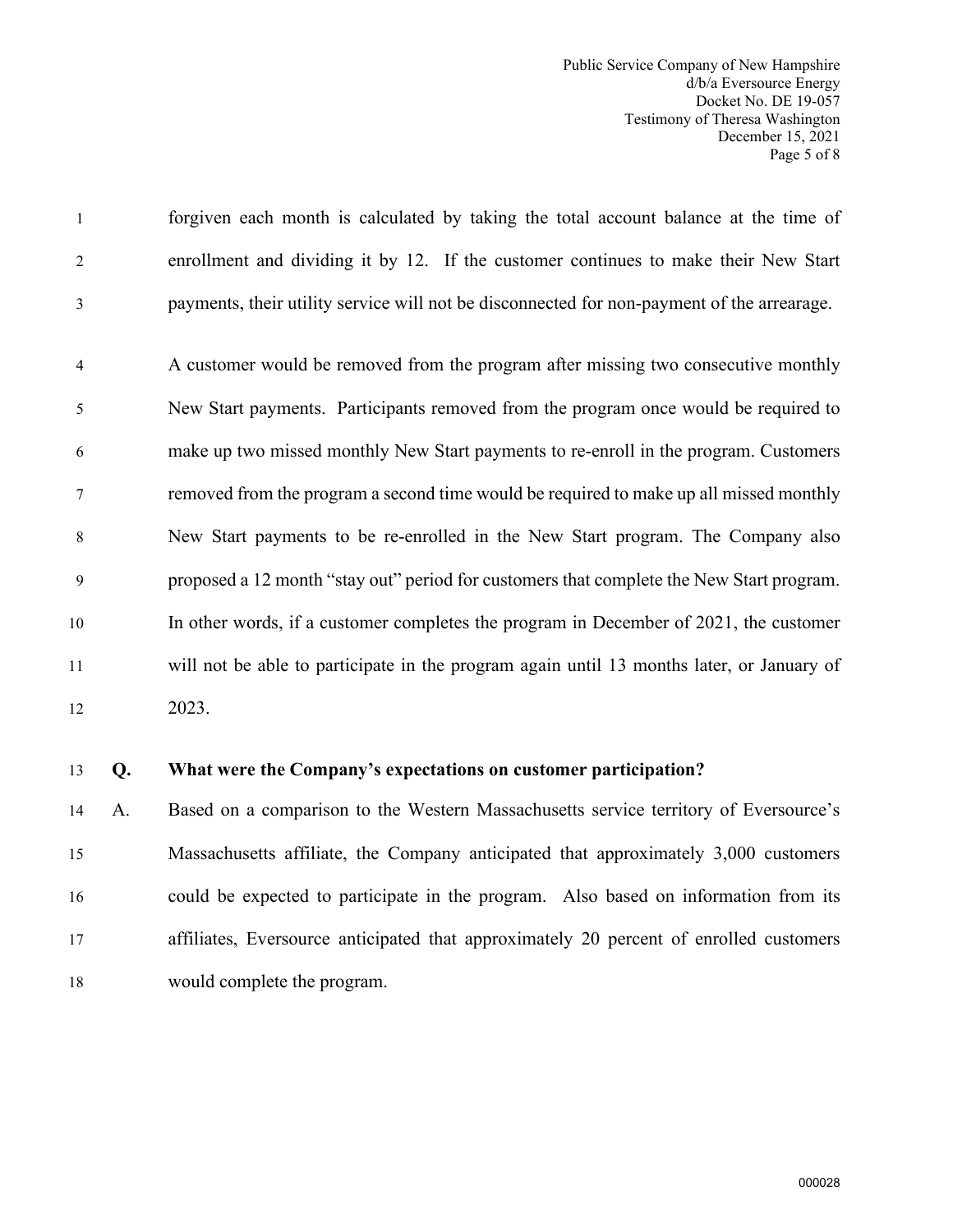forgiven each month is calculated by taking the total account balance at the time of enrollment and dividing it by 12. If the customer continues to make their New Start payments, their utility service will not be disconnected for non-payment of the arrearage.

A customer would be removed from the program after missing two consecutive monthly New Start payments. Participants removed from the program once would be required to make up two missed monthly New Start payments to re-enroll in the program. Customers removed from the program a second time would be required to make up all missed monthly New Start payments to be re-enrolled in the New Start program. The Company also proposed a 12 month "stay out" period for customers that complete the New Start program. In other words, if a customer completes the program in December of 2021, the customer will not be able to participate in the program again until 13 months later, or January of 2023.

**Q. What were the Company's expectations on customer participation?**

A. Based on a comparison to the Western Massachusetts service territory of Eversource's Massachusetts affiliate, the Company anticipated that approximately 3,000 customers could be expected to participate in the program. Also based on information from its affiliates, Eversource anticipated that approximately 20 percent of enrolled customers would complete the program.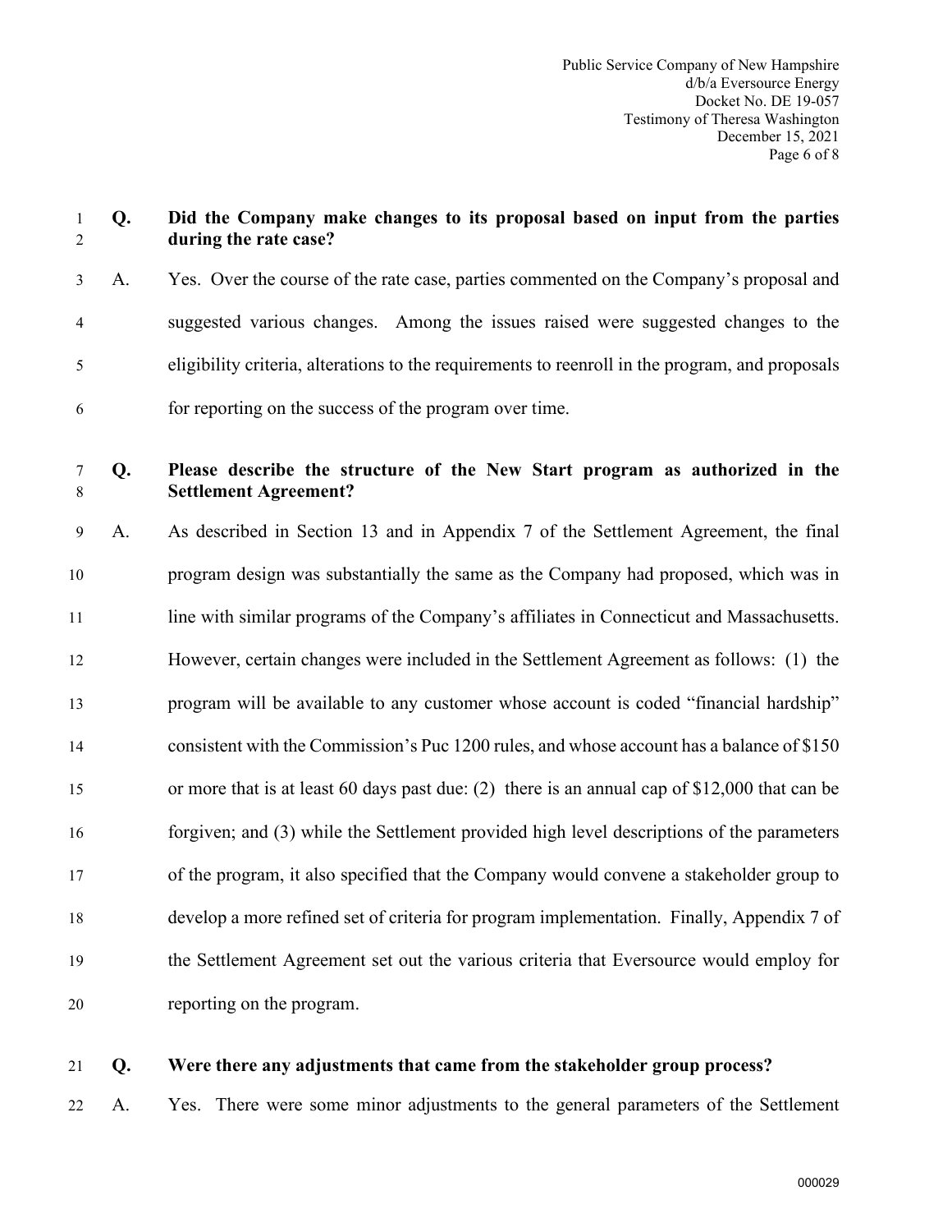**Q. Did the Company make changes to its proposal based on input from the parties during the rate case?**

A. Yes. Over the course of the rate case, parties commented on the Company's proposal and suggested various changes. Among the issues raised were suggested changes to the eligibility criteria, alterations to the requirements to reenroll in the program, and proposals for reporting on the success of the program over time.

**Q. Please describe the structure of the New Start program as authorized in the Settlement Agreement?**

A. As described in Section 13 and in Appendix 7 of the Settlement Agreement, the final program design was substantially the same as the Company had proposed, which was in line with similar programs of the Company's affiliates in Connecticut and Massachusetts. However, certain changes were included in the Settlement Agreement as follows: (1) the program will be available to any customer whose account is coded "financial hardship" consistent with the Commission's Puc 1200 rules, and whose account has a balance of $150 or more that is at least 60 days past due: (2) there is an annual cap of $12,000 that can be forgiven; and (3) while the Settlement provided high level descriptions of the parameters of the program, it also specified that the Company would convene a stakeholder group to develop a more refined set of criteria for program implementation. Finally, Appendix 7 of the Settlement Agreement set out the various criteria that Eversource would employ for reporting on the program.

**Q. Were there any adjustments that came from the stakeholder group process?**

A. Yes. There were some minor adjustments to the general parameters of the Settlement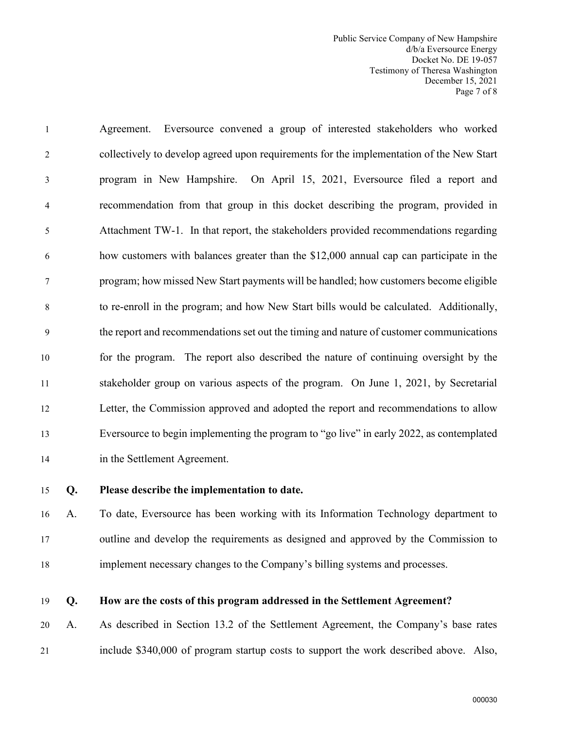Agreement. Eversource convened a group of interested stakeholders who worked collectively to develop agreed upon requirements for the implementation of the New Start program in New Hampshire. On April 15, 2021, Eversource filed a report and recommendation from that group in this docket describing the program, provided in Attachment TW-1. In that report, the stakeholders provided recommendations regarding how customers with balances greater than the $12,000 annual cap can participate in the program; how missed New Start payments will be handled; how customers become eligible to re-enroll in the program; and how New Start bills would be calculated. Additionally, the report and recommendations set out the timing and nature of customer communications for the program. The report also described the nature of continuing oversight by the stakeholder group on various aspects of the program. On June 1, 2021, by Secretarial Letter, the Commission approved and adopted the report and recommendations to allow Eversource to begin implementing the program to "go live" in early 2022, as contemplated in the Settlement Agreement.

**Q. Please describe the implementation to date.**

A. To date, Eversource has been working with its Information Technology department to outline and develop the requirements as designed and approved by the Commission to implement necessary changes to the Company's billing systems and processes.

**Q. How are the costs of this program addressed in the Settlement Agreement?**

A. As described in Section 13.2 of the Settlement Agreement, the Company's base rates include $340,000 of program startup costs to support the work described above. Also,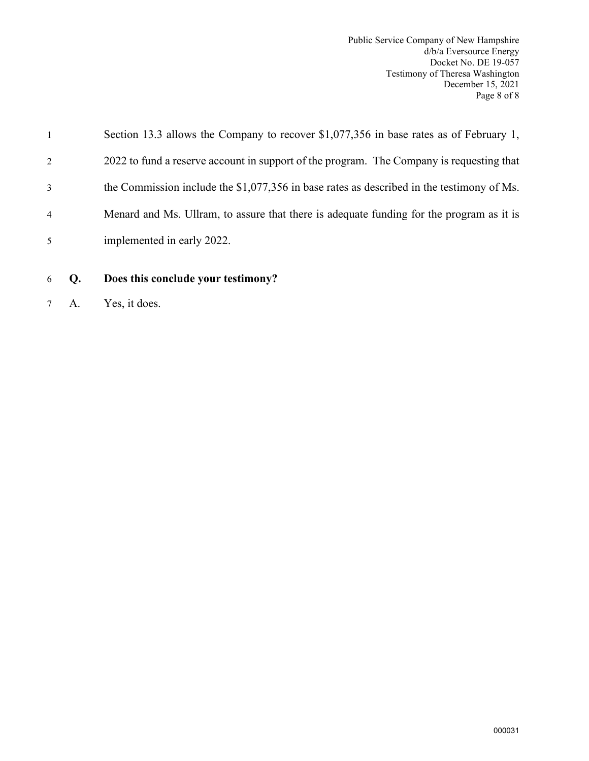Section 13.3 allows the Company to recover $1,077,356 in base rates as of February 1, 2022 to fund a reserve account in support of the program. The Company is requesting that the Commission include the $1,077,356 in base rates as described in the testimony of Ms. Menard and Ms. Ullram, to assure that there is adequate funding for the program as it is implemented in early 2022.

**Q. Does this conclude your testimony?**

A. Yes, it does.